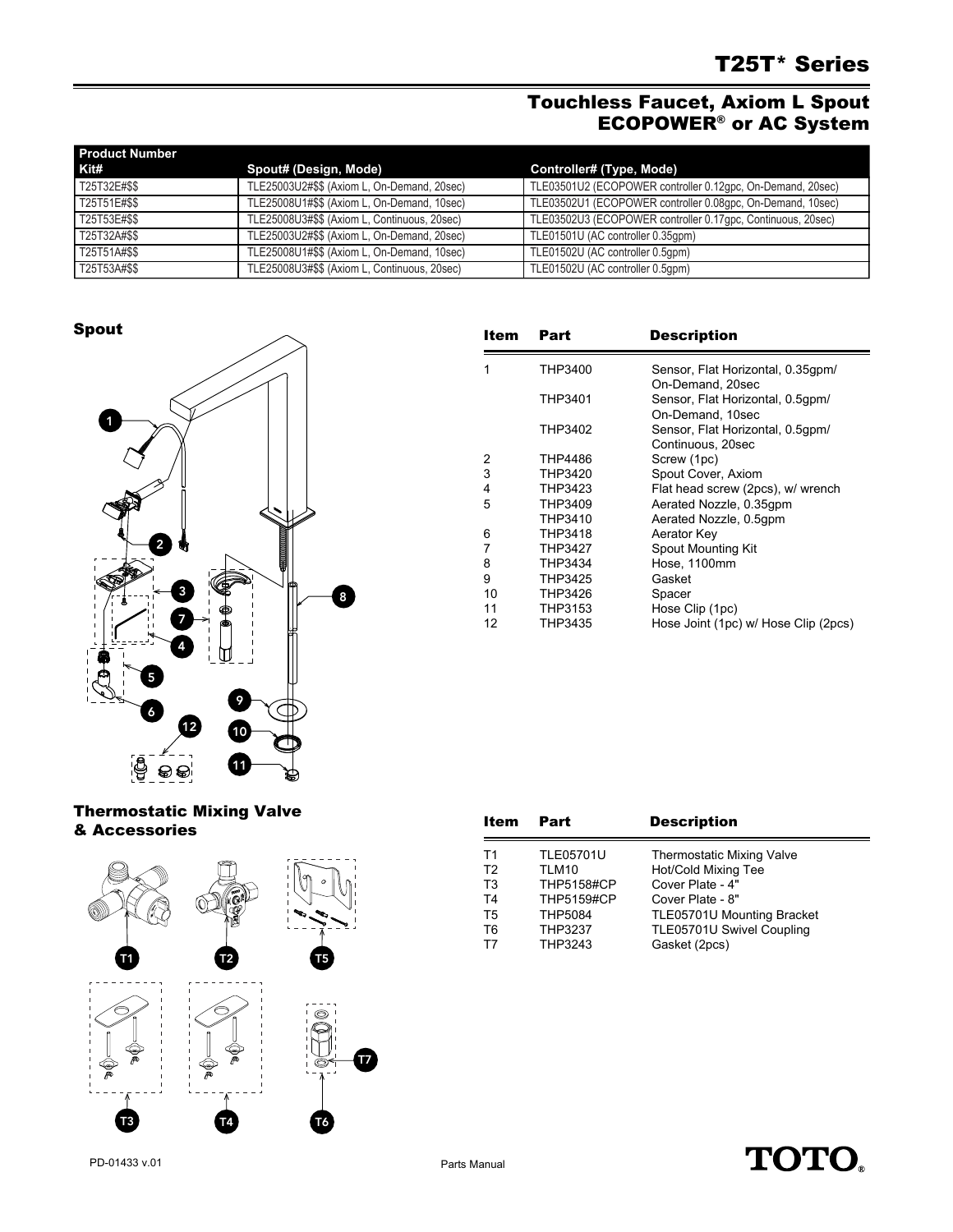# T25T* Series

## Touchless Faucet, Axiom L Spout ECOPOWER® or AC System

| Product Number Kit# | Spout# (Design, Mode) | Controller# (Type, Mode) |
|---|---|---|
| T25T32E#$$ | TLE25003U2#$$ (Axiom L, On-Demand, 20sec) | TLE03501U2 (ECOPOWER controller 0.12gpc, On-Demand, 20sec) |
| T25T51E#$$ | TLE25008U1#$$ (Axiom L, On-Demand, 10sec) | TLE03502U1 (ECOPOWER controller 0.08gpc, On-Demand, 10sec) |
| T25T53E#$$ | TLE25008U3#$$ (Axiom L, Continuous, 20sec) | TLE03502U3 (ECOPOWER controller 0.17gpc, Continuous, 20sec) |
| T25T32A#$$ | TLE25003U2#$$ (Axiom L, On-Demand, 20sec) | TLE01501U (AC controller 0.35gpm) |
| T25T51A#$$ | TLE25008U1#$$ (Axiom L, On-Demand, 10sec) | TLE01502U (AC controller 0.5gpm) |
| T25T53A#$$ | TLE25008U3#$$ (Axiom L, Continuous, 20sec) | TLE01502U (AC controller 0.5gpm) |

### Spout

| Item | Part | Description |
|---|---|---|
| 1 | THP3400 | Sensor, Flat Horizontal, 0.35gpm/ On-Demand, 20sec |
| | THP3401 | Sensor, Flat Horizontal, 0.5gpm/ On-Demand, 10sec |
| | THP3402 | Sensor, Flat Horizontal, 0.5gpm/ Continuous, 20sec |
| 2 | THP4486 | Screw (1pc) |
| 3 | THP3420 | Spout Cover, Axiom |
| 4 | THP3423 | Flat head screw (2pcs), w/ wrench |
| 5 | THP3409 | Aerated Nozzle, 0.35gpm |
| | THP3410 | Aerated Nozzle, 0.5gpm |
| 6 | THP3418 | Aerator Key |
| 7 | THP3427 | Spout Mounting Kit |
| 8 | THP3434 | Hose, 1100mm |
| 9 | THP3425 | Gasket |
| 10 | THP3426 | Spacer |
| 11 | THP3153 | Hose Clip (1pc) |
| 12 | THP3435 | Hose Joint (1pc) w/ Hose Clip (2pcs) |

### Thermostatic Mixing Valve & Accessories

| Item | Part | Description |
|---|---|---|
| T1 | TLE05701U | Thermostatic Mixing Valve |
| T2 | TLM10 | Hot/Cold Mixing Tee |
| T3 | THP5158#CP | Cover Plate - 4" |
| T4 | THP5159#CP | Cover Plate - 8" |
| T5 | THP5084 | TLE05701U Mounting Bracket |
| T6 | THP3237 | TLE05701U Swivel Coupling |
| T7 | THP3243 | Gasket (2pcs) |

PD-01433 v.01

Parts Manual

TOTO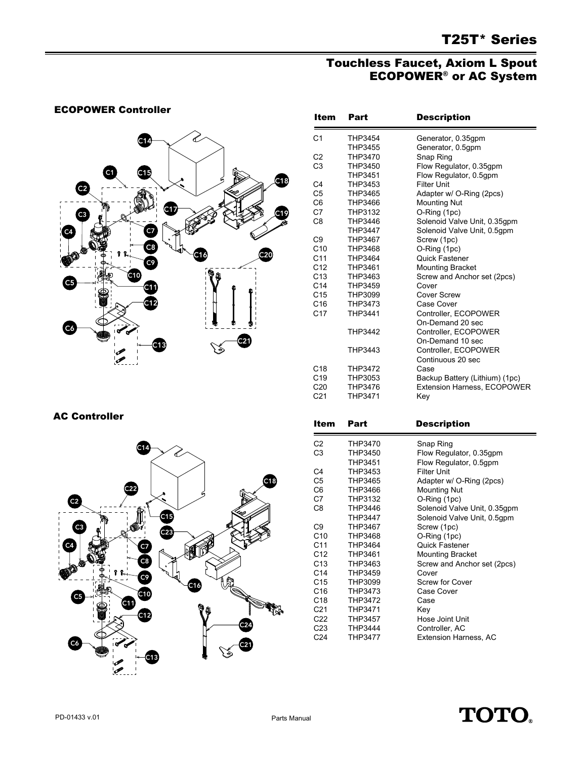# T25T* Series

## Touchless Faucet, Axiom L Spout ECOPOWER® or AC System

### ECOPOWER Controller

| Item | Part | Description |
|---|---|---|
| C1 | THP3454 | Generator, 0.35gpm |
| | THP3455 | Generator, 0.5gpm |
| C2 | THP3470 | Snap Ring |
| C3 | THP3450 | Flow Regulator, 0.35gpm |
| | THP3451 | Flow Regulator, 0.5gpm |
| C4 | THP3453 | Filter Unit |
| C5 | THP3465 | Adapter w/ O-Ring (2pcs) |
| C6 | THP3466 | Mounting Nut |
| C7 | THP3132 | O-Ring (1pc) |
| C8 | THP3446 | Solenoid Valve Unit, 0.35gpm |
| | THP3447 | Solenoid Valve Unit, 0.5gpm |
| C9 | THP3467 | Screw (1pc) |
| C10 | THP3468 | O-Ring (1pc) |
| C11 | THP3464 | Quick Fastener |
| C12 | THP3461 | Mounting Bracket |
| C13 | THP3463 | Screw and Anchor set (2pcs) |
| C14 | THP3459 | Cover |
| C15 | THP3099 | Cover Screw |
| C16 | THP3473 | Case Cover |
| C17 | THP3441 | Controller, ECOPOWER On-Demand 20 sec |
| | THP3442 | Controller, ECOPOWER On-Demand 10 sec |
| | THP3443 | Controller, ECOPOWER Continuous 20 sec |
| C18 | THP3472 | Case |
| C19 | THP3053 | Backup Battery (Lithium) (1pc) |
| C20 | THP3476 | Extension Harness, ECOPOWER |
| C21 | THP3471 | Key |

### AC Controller

| Item | Part | Description |
|---|---|---|
| C2 | THP3470 | Snap Ring |
| C3 | THP3450 | Flow Regulator, 0.35gpm |
| | THP3451 | Flow Regulator, 0.5gpm |
| C4 | THP3453 | Filter Unit |
| C5 | THP3465 | Adapter w/ O-Ring (2pcs) |
| C6 | THP3466 | Mounting Nut |
| C7 | THP3132 | O-Ring (1pc) |
| C8 | THP3446 | Solenoid Valve Unit, 0.35gpm |
| | THP3447 | Solenoid Valve Unit, 0.5gpm |
| C9 | THP3467 | Screw (1pc) |
| C10 | THP3468 | O-Ring (1pc) |
| C11 | THP3464 | Quick Fastener |
| C12 | THP3461 | Mounting Bracket |
| C13 | THP3463 | Screw and Anchor set (2pcs) |
| C14 | THP3459 | Cover |
| C15 | THP3099 | Screw for Cover |
| C16 | THP3473 | Case Cover |
| C18 | THP3472 | Case |
| C21 | THP3471 | Key |
| C22 | THP3457 | Hose Joint Unit |
| C23 | THP3444 | Controller, AC |
| C24 | THP3477 | Extension Harness, AC |

PD-01433 v.01

Parts Manual

TOTO®